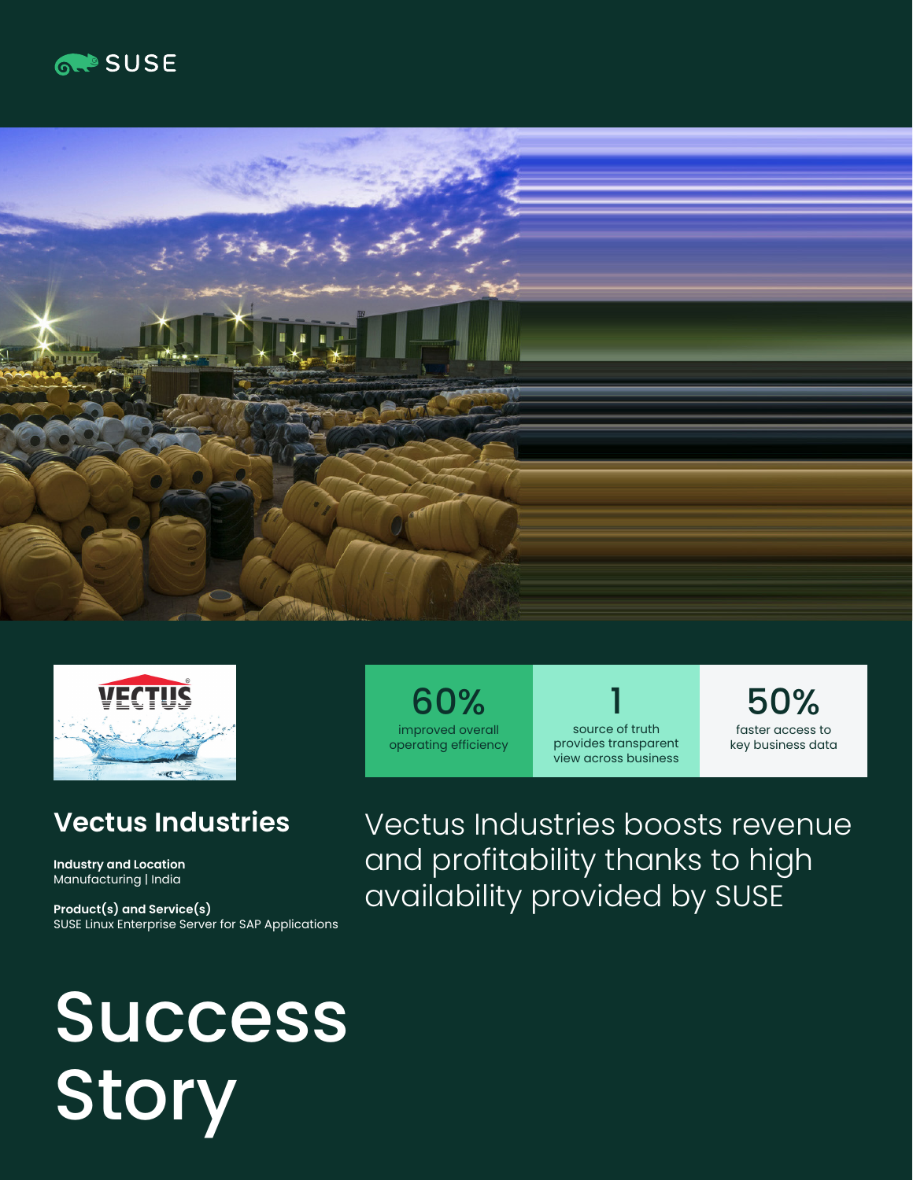SUSE

| 60% | 1 | 50% |
|---|---|---|
| improved overall operating efficiency | source of truth provides transparent view across business | faster access to key business data |

## Vectus Industries

**Industry and Location**
Manufacturing | India

**Product(s) and Service(s)**
SUSE Linux Enterprise Server for SAP Applications

Vectus Industries boosts revenue and profitability thanks to high availability provided by SUSE

# Success Story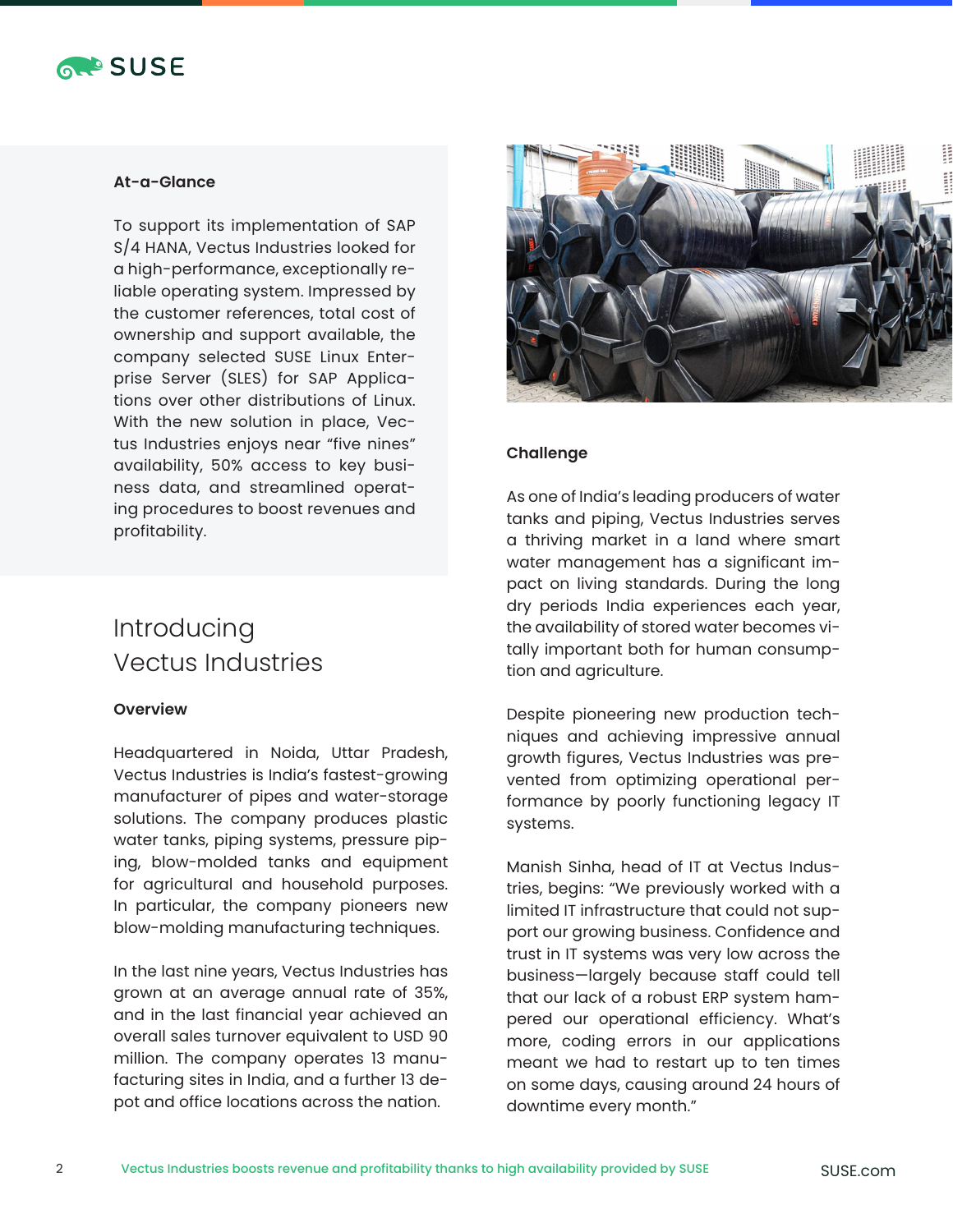### At-a-Glance

To support its implementation of SAP S/4 HANA, Vectus Industries looked for a high-performance, exceptionally reliable operating system. Impressed by the customer references, total cost of ownership and support available, the company selected SUSE Linux Enterprise Server (SLES) for SAP Applications over other distributions of Linux. With the new solution in place, Vectus Industries enjoys near "five nines" availability, 50% access to key business data, and streamlined operating procedures to boost revenues and profitability.

## Introducing Vectus Industries

### Overview

Headquartered in Noida, Uttar Pradesh, Vectus Industries is India's fastest-growing manufacturer of pipes and water-storage solutions. The company produces plastic water tanks, piping systems, pressure piping, blow-molded tanks and equipment for agricultural and household purposes. In particular, the company pioneers new blow-molding manufacturing techniques.

In the last nine years, Vectus Industries has grown at an average annual rate of 35%, and in the last financial year achieved an overall sales turnover equivalent to USD 90 million. The company operates 13 manufacturing sites in India, and a further 13 depot and office locations across the nation.

### Challenge

As one of India's leading producers of water tanks and piping, Vectus Industries serves a thriving market in a land where smart water management has a significant impact on living standards. During the long dry periods India experiences each year, the availability of stored water becomes vitally important both for human consumption and agriculture.

Despite pioneering new production techniques and achieving impressive annual growth figures, Vectus Industries was prevented from optimizing operational performance by poorly functioning legacy IT systems.

Manish Sinha, head of IT at Vectus Industries, begins: "We previously worked with a limited IT infrastructure that could not support our growing business. Confidence and trust in IT systems was very low across the business—largely because staff could tell that our lack of a robust ERP system hampered our operational efficiency. What's more, coding errors in our applications meant we had to restart up to ten times on some days, causing around 24 hours of downtime every month."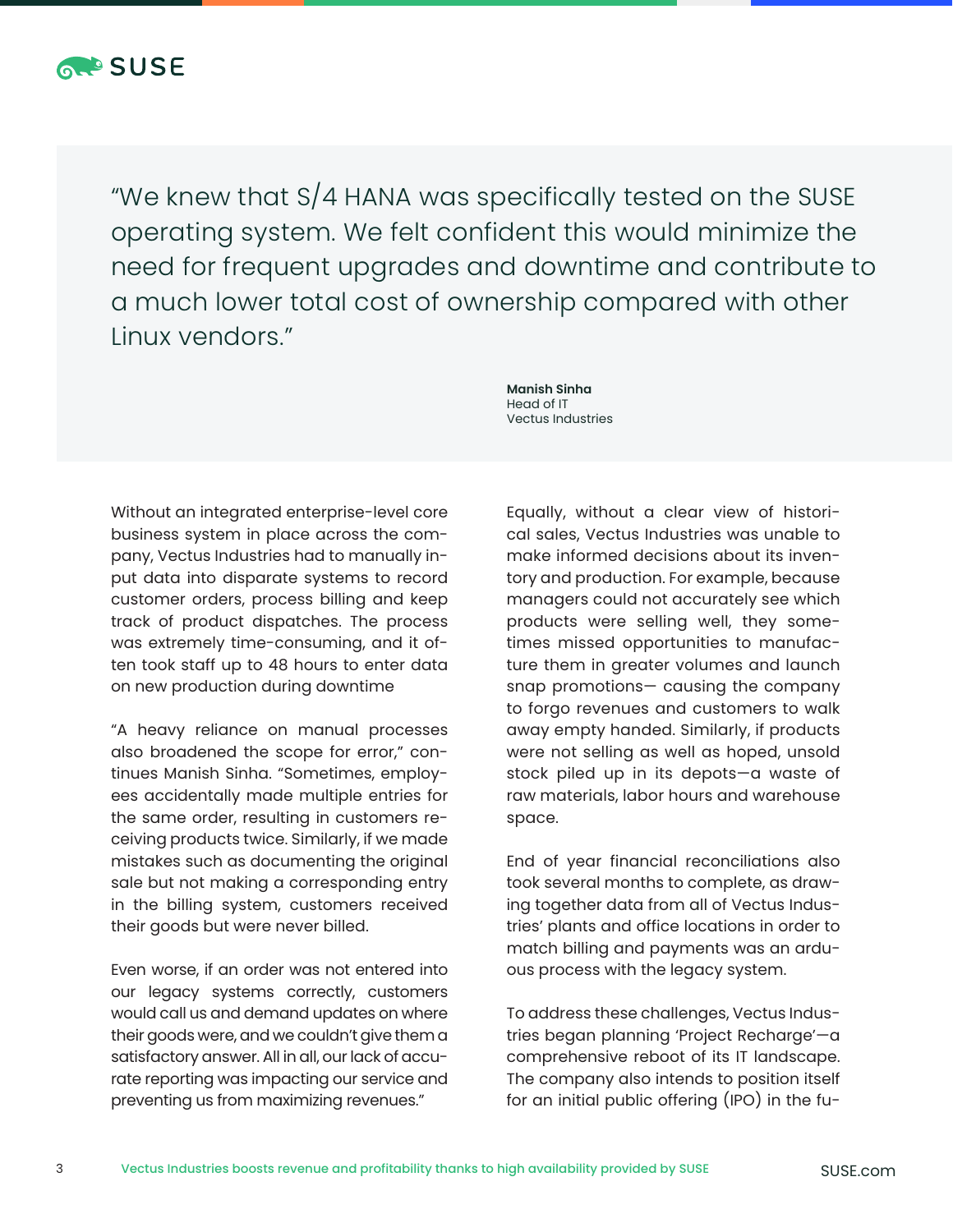> "We knew that S/4 HANA was specifically tested on the SUSE operating system. We felt confident this would minimize the need for frequent upgrades and downtime and contribute to a much lower total cost of ownership compared with other Linux vendors."
>
> **Manish Sinha**
> Head of IT
> Vectus Industries

Without an integrated enterprise-level core business system in place across the company, Vectus Industries had to manually input data into disparate systems to record customer orders, process billing and keep track of product dispatches. The process was extremely time-consuming, and it often took staff up to 48 hours to enter data on new production during downtime

"A heavy reliance on manual processes also broadened the scope for error," continues Manish Sinha. "Sometimes, employees accidentally made multiple entries for the same order, resulting in customers receiving products twice. Similarly, if we made mistakes such as documenting the original sale but not making a corresponding entry in the billing system, customers received their goods but were never billed.

Even worse, if an order was not entered into our legacy systems correctly, customers would call us and demand updates on where their goods were, and we couldn't give them a satisfactory answer. All in all, our lack of accurate reporting was impacting our service and preventing us from maximizing revenues."

Equally, without a clear view of historical sales, Vectus Industries was unable to make informed decisions about its inventory and production. For example, because managers could not accurately see which products were selling well, they sometimes missed opportunities to manufacture them in greater volumes and launch snap promotions— causing the company to forgo revenues and customers to walk away empty handed. Similarly, if products were not selling as well as hoped, unsold stock piled up in its depots—a waste of raw materials, labor hours and warehouse space.

End of year financial reconciliations also took several months to complete, as drawing together data from all of Vectus Industries' plants and office locations in order to match billing and payments was an arduous process with the legacy system.

To address these challenges, Vectus Industries began planning 'Project Recharge'—a comprehensive reboot of its IT landscape. The company also intends to position itself for an initial public offering (IPO) in the fu-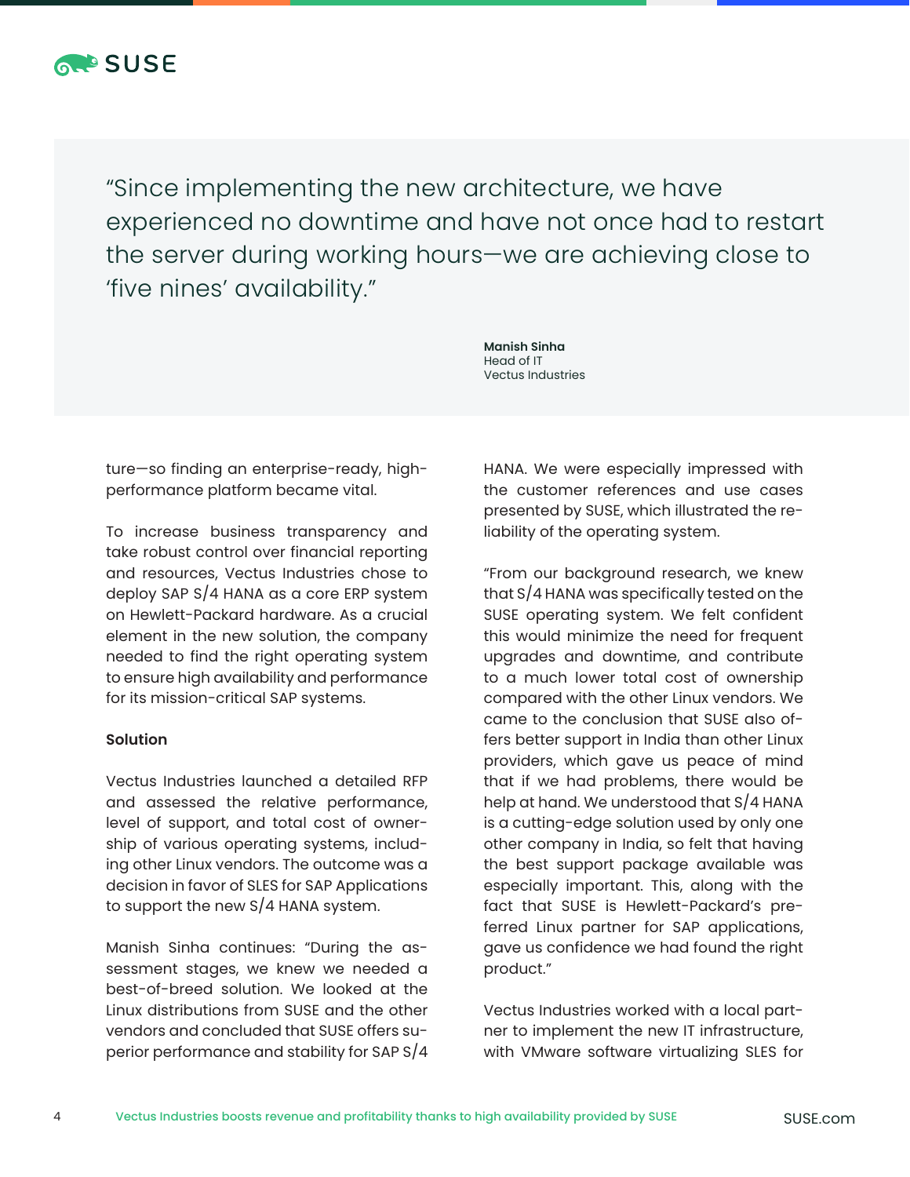> "Since implementing the new architecture, we have experienced no downtime and have not once had to restart the server during working hours—we are achieving close to 'five nines' availability."
>
> **Manish Sinha**
> Head of IT
> Vectus Industries

ture—so finding an enterprise-ready, high-performance platform became vital.

To increase business transparency and take robust control over financial reporting and resources, Vectus Industries chose to deploy SAP S/4 HANA as a core ERP system on Hewlett-Packard hardware. As a crucial element in the new solution, the company needed to find the right operating system to ensure high availability and performance for its mission-critical SAP systems.

**Solution**

Vectus Industries launched a detailed RFP and assessed the relative performance, level of support, and total cost of ownership of various operating systems, including other Linux vendors. The outcome was a decision in favor of SLES for SAP Applications to support the new S/4 HANA system.

Manish Sinha continues: "During the assessment stages, we knew we needed a best-of-breed solution. We looked at the Linux distributions from SUSE and the other vendors and concluded that SUSE offers superior performance and stability for SAP S/4 HANA. We were especially impressed with the customer references and use cases presented by SUSE, which illustrated the reliability of the operating system.

"From our background research, we knew that S/4 HANA was specifically tested on the SUSE operating system. We felt confident this would minimize the need for frequent upgrades and downtime, and contribute to a much lower total cost of ownership compared with the other Linux vendors. We came to the conclusion that SUSE also offers better support in India than other Linux providers, which gave us peace of mind that if we had problems, there would be help at hand. We understood that S/4 HANA is a cutting-edge solution used by only one other company in India, so felt that having the best support package available was especially important. This, along with the fact that SUSE is Hewlett-Packard's preferred Linux partner for SAP applications, gave us confidence we had found the right product."

Vectus Industries worked with a local partner to implement the new IT infrastructure, with VMware software virtualizing SLES for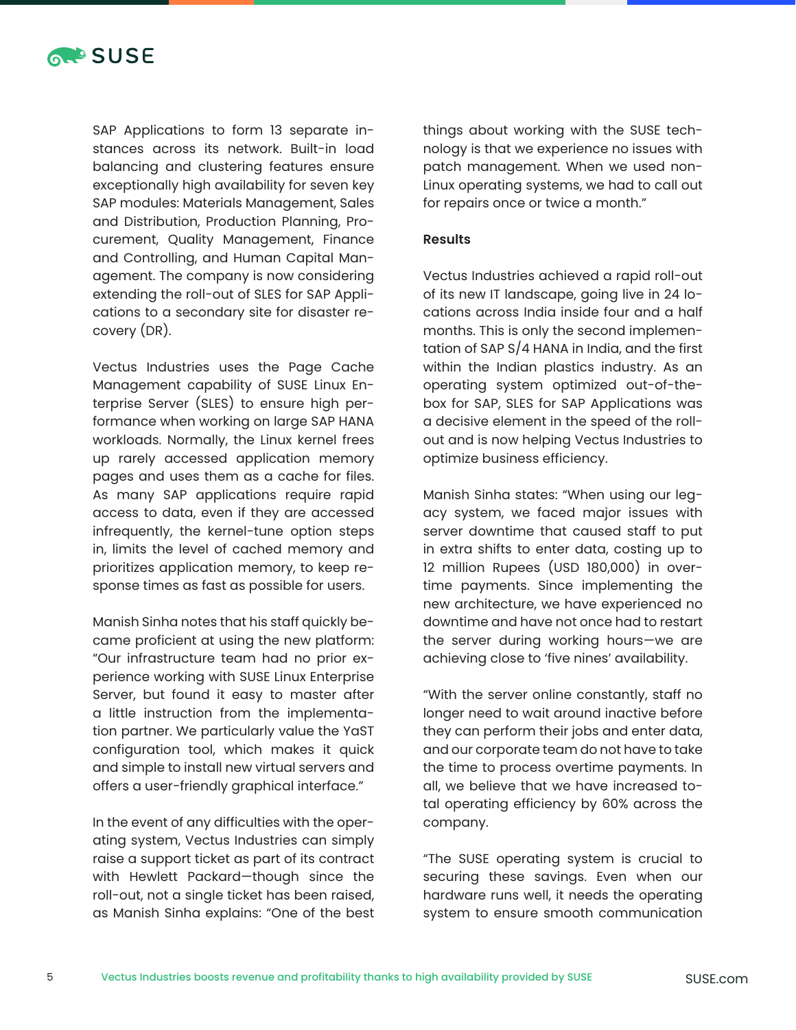SAP Applications to form 13 separate instances across its network. Built-in load balancing and clustering features ensure exceptionally high availability for seven key SAP modules: Materials Management, Sales and Distribution, Production Planning, Procurement, Quality Management, Finance and Controlling, and Human Capital Management. The company is now considering extending the roll-out of SLES for SAP Applications to a secondary site for disaster recovery (DR).

Vectus Industries uses the Page Cache Management capability of SUSE Linux Enterprise Server (SLES) to ensure high performance when working on large SAP HANA workloads. Normally, the Linux kernel frees up rarely accessed application memory pages and uses them as a cache for files. As many SAP applications require rapid access to data, even if they are accessed infrequently, the kernel-tune option steps in, limits the level of cached memory and prioritizes application memory, to keep response times as fast as possible for users.

Manish Sinha notes that his staff quickly became proficient at using the new platform: "Our infrastructure team had no prior experience working with SUSE Linux Enterprise Server, but found it easy to master after a little instruction from the implementation partner. We particularly value the YaST configuration tool, which makes it quick and simple to install new virtual servers and offers a user-friendly graphical interface."

In the event of any difficulties with the operating system, Vectus Industries can simply raise a support ticket as part of its contract with Hewlett Packard—though since the roll-out, not a single ticket has been raised, as Manish Sinha explains: "One of the best things about working with the SUSE technology is that we experience no issues with patch management. When we used non-Linux operating systems, we had to call out for repairs once or twice a month."

**Results**

Vectus Industries achieved a rapid roll-out of its new IT landscape, going live in 24 locations across India inside four and a half months. This is only the second implementation of SAP S/4 HANA in India, and the first within the Indian plastics industry. As an operating system optimized out-of-the-box for SAP, SLES for SAP Applications was a decisive element in the speed of the roll-out and is now helping Vectus Industries to optimize business efficiency.

Manish Sinha states: "When using our legacy system, we faced major issues with server downtime that caused staff to put in extra shifts to enter data, costing up to 12 million Rupees (USD 180,000) in overtime payments. Since implementing the new architecture, we have experienced no downtime and have not once had to restart the server during working hours—we are achieving close to 'five nines' availability.

"With the server online constantly, staff no longer need to wait around inactive before they can perform their jobs and enter data, and our corporate team do not have to take the time to process overtime payments. In all, we believe that we have increased total operating efficiency by 60% across the company.

"The SUSE operating system is crucial to securing these savings. Even when our hardware runs well, it needs the operating system to ensure smooth communication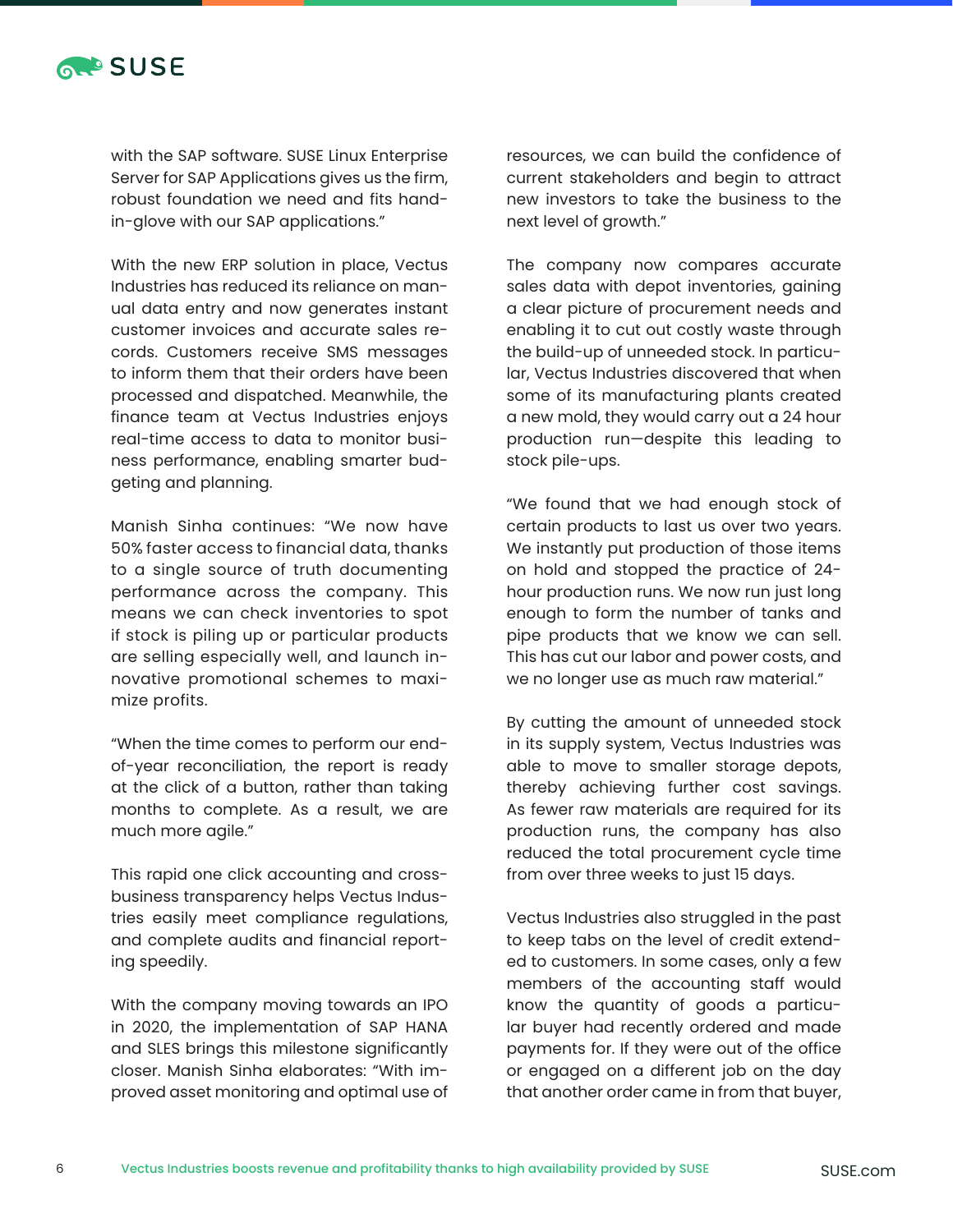with the SAP software. SUSE Linux Enterprise Server for SAP Applications gives us the firm, robust foundation we need and fits hand-in-glove with our SAP applications."

With the new ERP solution in place, Vectus Industries has reduced its reliance on manual data entry and now generates instant customer invoices and accurate sales records. Customers receive SMS messages to inform them that their orders have been processed and dispatched. Meanwhile, the finance team at Vectus Industries enjoys real-time access to data to monitor business performance, enabling smarter budgeting and planning.

Manish Sinha continues: "We now have 50% faster access to financial data, thanks to a single source of truth documenting performance across the company. This means we can check inventories to spot if stock is piling up or particular products are selling especially well, and launch innovative promotional schemes to maximize profits.

"When the time comes to perform our end-of-year reconciliation, the report is ready at the click of a button, rather than taking months to complete. As a result, we are much more agile."

This rapid one click accounting and cross-business transparency helps Vectus Industries easily meet compliance regulations, and complete audits and financial reporting speedily.

With the company moving towards an IPO in 2020, the implementation of SAP HANA and SLES brings this milestone significantly closer. Manish Sinha elaborates: "With improved asset monitoring and optimal use of resources, we can build the confidence of current stakeholders and begin to attract new investors to take the business to the next level of growth."

The company now compares accurate sales data with depot inventories, gaining a clear picture of procurement needs and enabling it to cut out costly waste through the build-up of unneeded stock. In particular, Vectus Industries discovered that when some of its manufacturing plants created a new mold, they would carry out a 24 hour production run—despite this leading to stock pile-ups.

"We found that we had enough stock of certain products to last us over two years. We instantly put production of those items on hold and stopped the practice of 24-hour production runs. We now run just long enough to form the number of tanks and pipe products that we know we can sell. This has cut our labor and power costs, and we no longer use as much raw material."

By cutting the amount of unneeded stock in its supply system, Vectus Industries was able to move to smaller storage depots, thereby achieving further cost savings. As fewer raw materials are required for its production runs, the company has also reduced the total procurement cycle time from over three weeks to just 15 days.

Vectus Industries also struggled in the past to keep tabs on the level of credit extended to customers. In some cases, only a few members of the accounting staff would know the quantity of goods a particular buyer had recently ordered and made payments for. If they were out of the office or engaged on a different job on the day that another order came in from that buyer,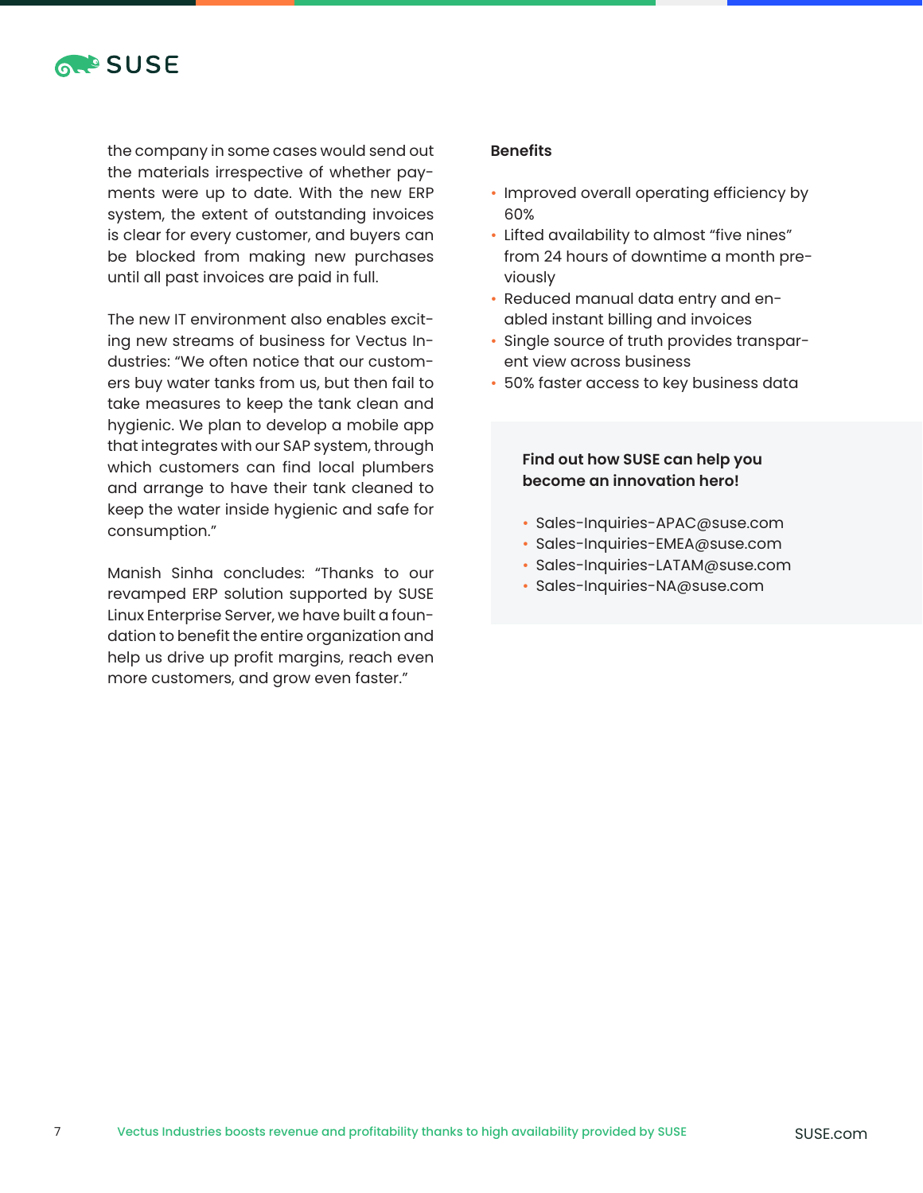the company in some cases would send out the materials irrespective of whether payments were up to date. With the new ERP system, the extent of outstanding invoices is clear for every customer, and buyers can be blocked from making new purchases until all past invoices are paid in full.

The new IT environment also enables exciting new streams of business for Vectus Industries: "We often notice that our customers buy water tanks from us, but then fail to take measures to keep the tank clean and hygienic. We plan to develop a mobile app that integrates with our SAP system, through which customers can find local plumbers and arrange to have their tank cleaned to keep the water inside hygienic and safe for consumption."

Manish Sinha concludes: "Thanks to our revamped ERP solution supported by SUSE Linux Enterprise Server, we have built a foundation to benefit the entire organization and help us drive up profit margins, reach even more customers, and grow even faster."

**Benefits**

- Improved overall operating efficiency by 60%
- Lifted availability to almost "five nines" from 24 hours of downtime a month previously
- Reduced manual data entry and enabled instant billing and invoices
- Single source of truth provides transparent view across business
- 50% faster access to key business data

**Find out how SUSE can help you become an innovation hero!**

- Sales-Inquiries-APAC@suse.com
- Sales-Inquiries-EMEA@suse.com
- Sales-Inquiries-LATAM@suse.com
- Sales-Inquiries-NA@suse.com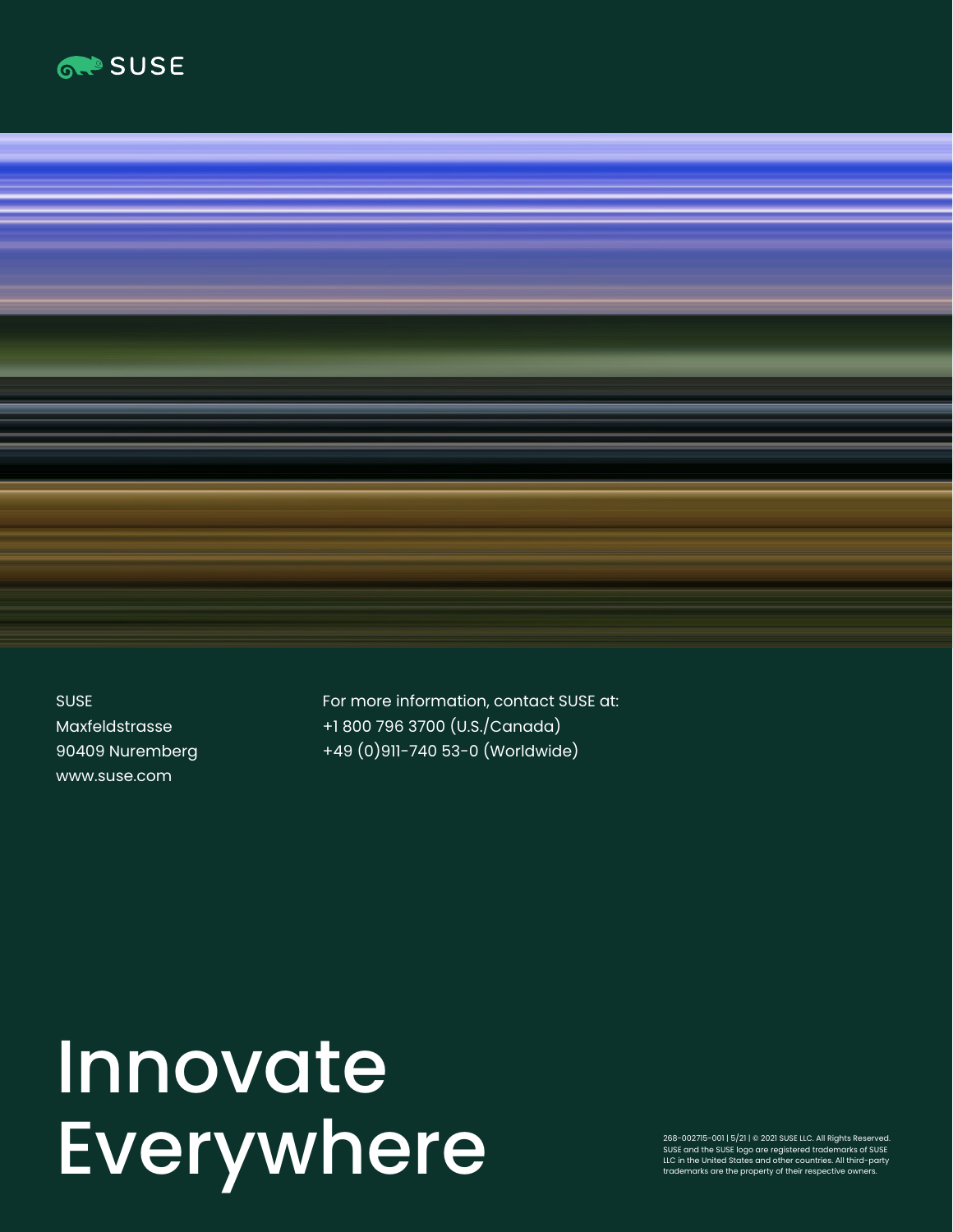SUSE
Maxfeldstrasse
90409 Nuremberg
www.suse.com

For more information, contact SUSE at:
+1 800 796 3700 (U.S./Canada)
+49 (0)911-740 53-0 (Worldwide)

# Innovate Everywhere

268-002715-001 | 5/21 | © 2021 SUSE LLC. All Rights Reserved. SUSE and the SUSE logo are registered trademarks of SUSE LLC in the United States and other countries. All third-party trademarks are the property of their respective owners.